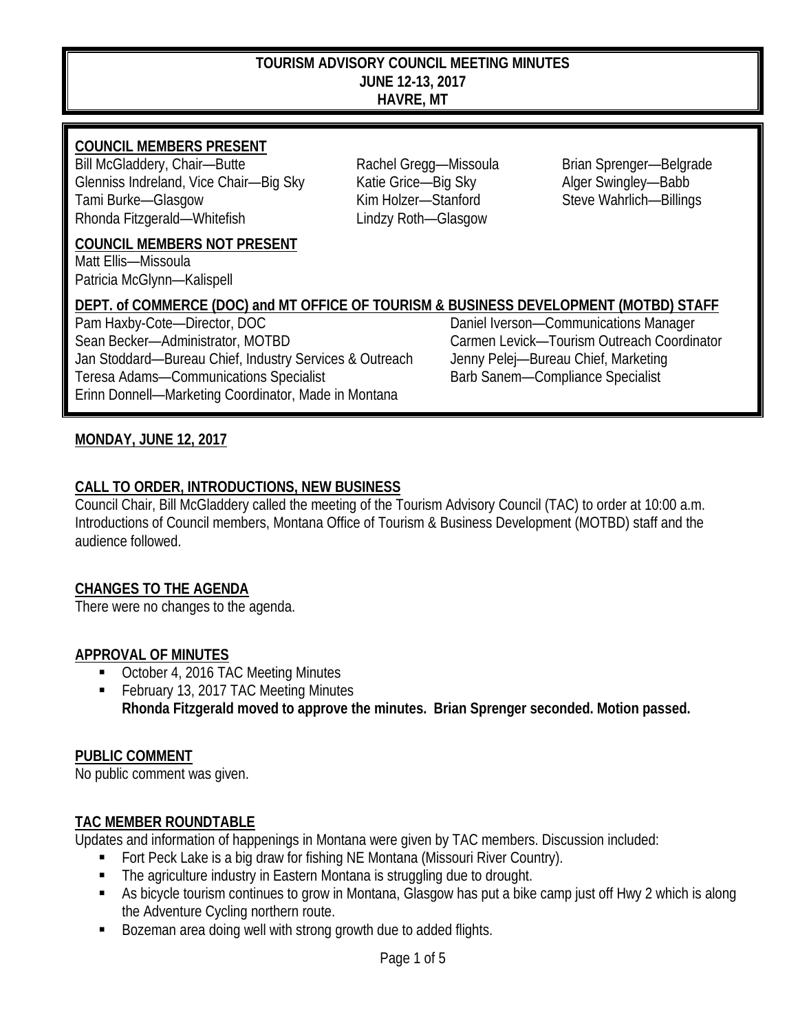# TOURISM ADVISORY COUNCIL MEETING MINUTES
## JUNE 12-13, 2017
## HAVRE, MT

**COUNCIL MEMBERS PRESENT**

Bill McGladdery, Chair—Butte
Glenniss Indreland, Vice Chair—Big Sky
Tami Burke—Glasgow
Rhonda Fitzgerald—Whitefish
Rachel Gregg—Missoula
Katie Grice—Big Sky
Kim Holzer—Stanford
Lindzy Roth—Glasgow
Brian Sprenger—Belgrade
Alger Swingley—Babb
Steve Wahrlich—Billings

**COUNCIL MEMBERS NOT PRESENT**

Matt Ellis—Missoula
Patricia McGlynn—Kalispell

**DEPT. of COMMERCE (DOC) and MT OFFICE OF TOURISM & BUSINESS DEVELOPMENT (MOTBD) STAFF**

Pam Haxby-Cote—Director, DOC
Sean Becker—Administrator, MOTBD
Jan Stoddard—Bureau Chief, Industry Services & Outreach
Teresa Adams—Communications Specialist
Erinn Donnell—Marketing Coordinator, Made in Montana
Daniel Iverson—Communications Manager
Carmen Levick—Tourism Outreach Coordinator
Jenny Pelej—Bureau Chief, Marketing
Barb Sanem—Compliance Specialist

**MONDAY, JUNE 12, 2017**

**CALL TO ORDER, INTRODUCTIONS, NEW BUSINESS**

Council Chair, Bill McGladdery called the meeting of the Tourism Advisory Council (TAC) to order at 10:00 a.m. Introductions of Council members, Montana Office of Tourism & Business Development (MOTBD) staff and the audience followed.

**CHANGES TO THE AGENDA**

There were no changes to the agenda.

**APPROVAL OF MINUTES**

- October 4, 2016 TAC Meeting Minutes
- February 13, 2017 TAC Meeting Minutes
  **Rhonda Fitzgerald moved to approve the minutes. Brian Sprenger seconded. Motion passed.**

**PUBLIC COMMENT**

No public comment was given.

**TAC MEMBER ROUNDTABLE**

Updates and information of happenings in Montana were given by TAC members. Discussion included:

- Fort Peck Lake is a big draw for fishing NE Montana (Missouri River Country).
- The agriculture industry in Eastern Montana is struggling due to drought.
- As bicycle tourism continues to grow in Montana, Glasgow has put a bike camp just off Hwy 2 which is along the Adventure Cycling northern route.
- Bozeman area doing well with strong growth due to added flights.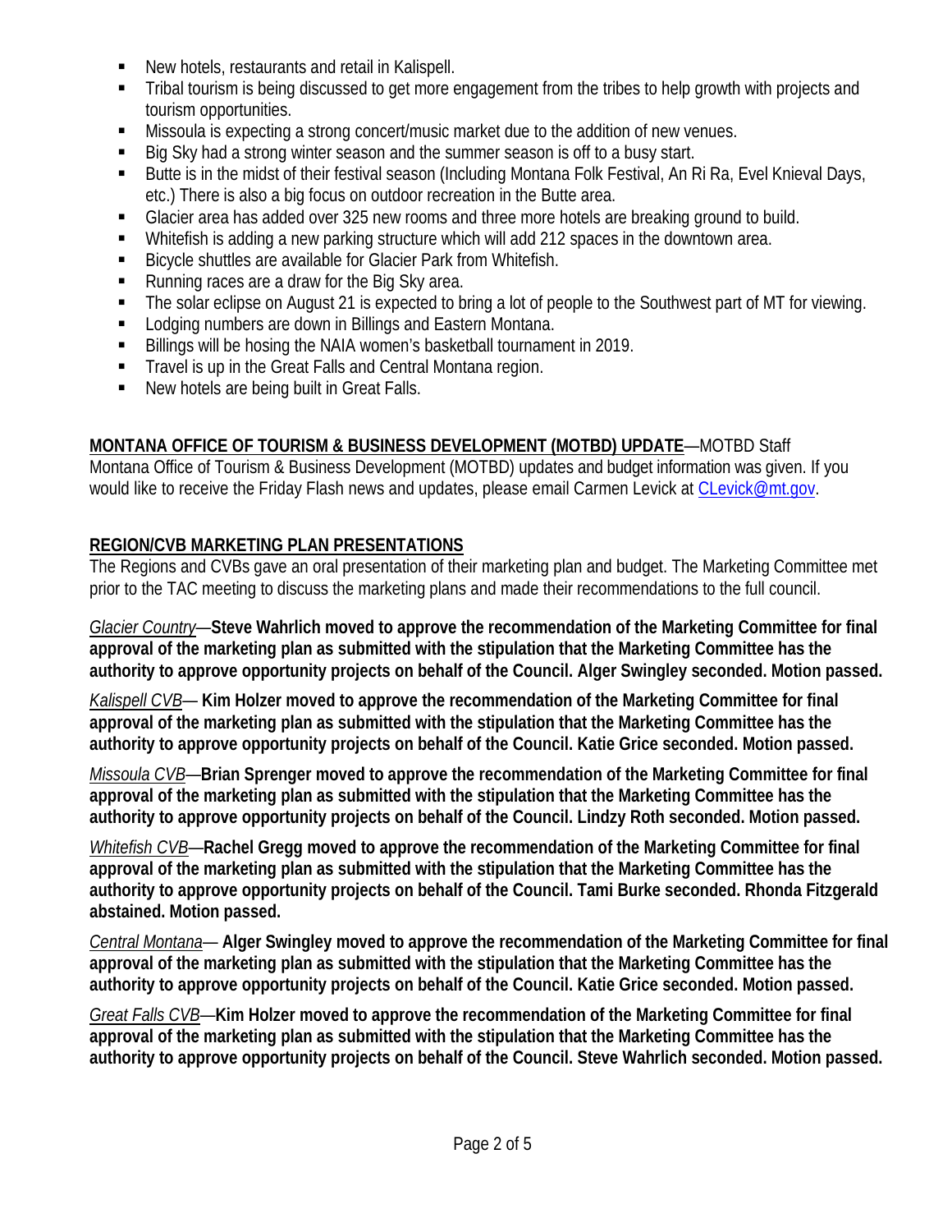- New hotels, restaurants and retail in Kalispell.
- Tribal tourism is being discussed to get more engagement from the tribes to help growth with projects and tourism opportunities.
- Missoula is expecting a strong concert/music market due to the addition of new venues.
- Big Sky had a strong winter season and the summer season is off to a busy start.
- Butte is in the midst of their festival season (Including Montana Folk Festival, An Ri Ra, Evel Knieval Days, etc.) There is also a big focus on outdoor recreation in the Butte area.
- Glacier area has added over 325 new rooms and three more hotels are breaking ground to build.
- Whitefish is adding a new parking structure which will add 212 spaces in the downtown area.
- Bicycle shuttles are available for Glacier Park from Whitefish.
- Running races are a draw for the Big Sky area.
- The solar eclipse on August 21 is expected to bring a lot of people to the Southwest part of MT for viewing.
- Lodging numbers are down in Billings and Eastern Montana.
- Billings will be hosing the NAIA women's basketball tournament in 2019.
- Travel is up in the Great Falls and Central Montana region.
- New hotels are being built in Great Falls.

**MONTANA OFFICE OF TOURISM & BUSINESS DEVELOPMENT (MOTBD) UPDATE**—MOTBD Staff
Montana Office of Tourism & Business Development (MOTBD) updates and budget information was given. If you would like to receive the Friday Flash news and updates, please email Carmen Levick at CLevick@mt.gov.

**REGION/CVB MARKETING PLAN PRESENTATIONS**
The Regions and CVBs gave an oral presentation of their marketing plan and budget. The Marketing Committee met prior to the TAC meeting to discuss the marketing plans and made their recommendations to the full council.

*Glacier Country*—**Steve Wahrlich moved to approve the recommendation of the Marketing Committee for final approval of the marketing plan as submitted with the stipulation that the Marketing Committee has the authority to approve opportunity projects on behalf of the Council. Alger Swingley seconded. Motion passed.**

*Kalispell CVB*— **Kim Holzer moved to approve the recommendation of the Marketing Committee for final approval of the marketing plan as submitted with the stipulation that the Marketing Committee has the authority to approve opportunity projects on behalf of the Council. Katie Grice seconded. Motion passed.**

*Missoula CVB*—**Brian Sprenger moved to approve the recommendation of the Marketing Committee for final approval of the marketing plan as submitted with the stipulation that the Marketing Committee has the authority to approve opportunity projects on behalf of the Council. Lindzy Roth seconded. Motion passed.**

*Whitefish CVB*—**Rachel Gregg moved to approve the recommendation of the Marketing Committee for final approval of the marketing plan as submitted with the stipulation that the Marketing Committee has the authority to approve opportunity projects on behalf of the Council. Tami Burke seconded. Rhonda Fitzgerald abstained. Motion passed.**

*Central Montana*— **Alger Swingley moved to approve the recommendation of the Marketing Committee for final approval of the marketing plan as submitted with the stipulation that the Marketing Committee has the authority to approve opportunity projects on behalf of the Council. Katie Grice seconded. Motion passed.**

*Great Falls CVB*—**Kim Holzer moved to approve the recommendation of the Marketing Committee for final approval of the marketing plan as submitted with the stipulation that the Marketing Committee has the authority to approve opportunity projects on behalf of the Council. Steve Wahrlich seconded. Motion passed.**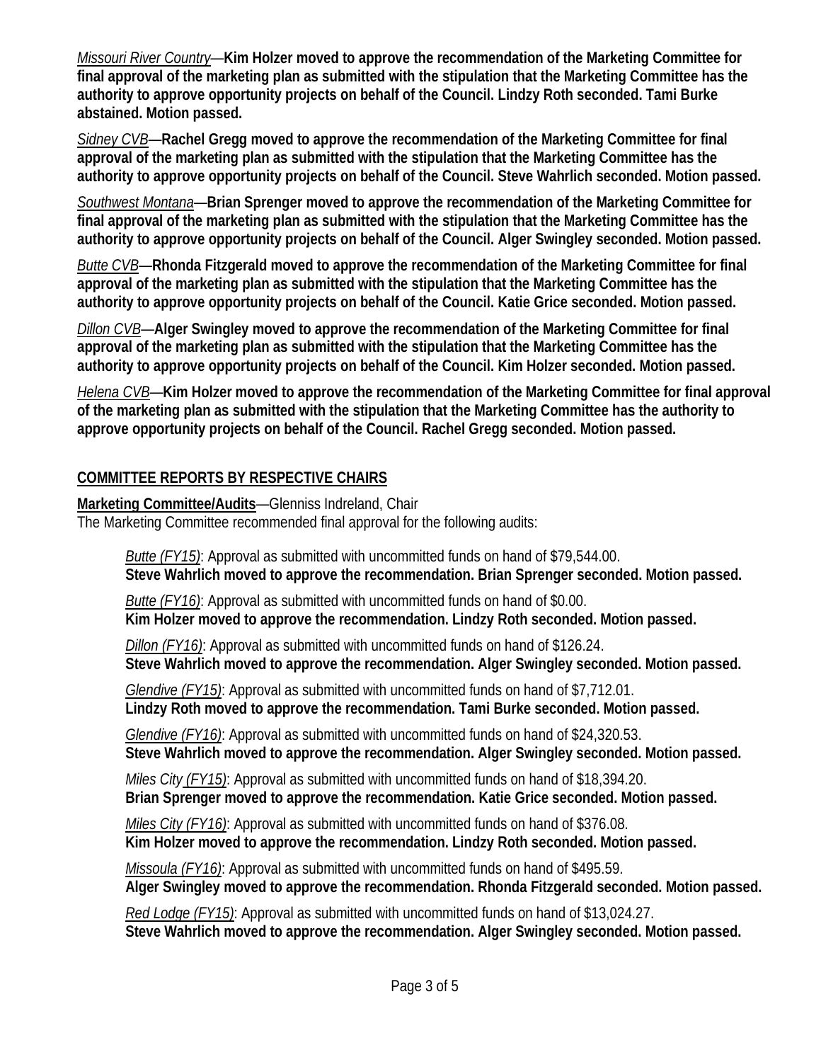*Missouri River Country*—**Kim Holzer moved to approve the recommendation of the Marketing Committee for final approval of the marketing plan as submitted with the stipulation that the Marketing Committee has the authority to approve opportunity projects on behalf of the Council. Lindzy Roth seconded. Tami Burke abstained. Motion passed.**

*Sidney CVB*—**Rachel Gregg moved to approve the recommendation of the Marketing Committee for final approval of the marketing plan as submitted with the stipulation that the Marketing Committee has the authority to approve opportunity projects on behalf of the Council. Steve Wahrlich seconded. Motion passed.**

*Southwest Montana*—**Brian Sprenger moved to approve the recommendation of the Marketing Committee for final approval of the marketing plan as submitted with the stipulation that the Marketing Committee has the authority to approve opportunity projects on behalf of the Council. Alger Swingley seconded. Motion passed.**

*Butte CVB*—**Rhonda Fitzgerald moved to approve the recommendation of the Marketing Committee for final approval of the marketing plan as submitted with the stipulation that the Marketing Committee has the authority to approve opportunity projects on behalf of the Council. Katie Grice seconded. Motion passed.**

*Dillon CVB*—**Alger Swingley moved to approve the recommendation of the Marketing Committee for final approval of the marketing plan as submitted with the stipulation that the Marketing Committee has the authority to approve opportunity projects on behalf of the Council. Kim Holzer seconded. Motion passed.**

*Helena CVB*—**Kim Holzer moved to approve the recommendation of the Marketing Committee for final approval of the marketing plan as submitted with the stipulation that the Marketing Committee has the authority to approve opportunity projects on behalf of the Council. Rachel Gregg seconded. Motion passed.**

## COMMITTEE REPORTS BY RESPECTIVE CHAIRS

**Marketing Committee/Audits**—Glenniss Indreland, Chair
The Marketing Committee recommended final approval for the following audits:

*Butte (FY15)*: Approval as submitted with uncommitted funds on hand of $79,544.00.
**Steve Wahrlich moved to approve the recommendation. Brian Sprenger seconded. Motion passed.**

*Butte (FY16)*: Approval as submitted with uncommitted funds on hand of $0.00.
**Kim Holzer moved to approve the recommendation. Lindzy Roth seconded. Motion passed.**

*Dillon (FY16)*: Approval as submitted with uncommitted funds on hand of $126.24.
**Steve Wahrlich moved to approve the recommendation. Alger Swingley seconded. Motion passed.**

*Glendive (FY15)*: Approval as submitted with uncommitted funds on hand of $7,712.01.
**Lindzy Roth moved to approve the recommendation. Tami Burke seconded. Motion passed.**

*Glendive (FY16)*: Approval as submitted with uncommitted funds on hand of $24,320.53.
**Steve Wahrlich moved to approve the recommendation. Alger Swingley seconded. Motion passed.**

*Miles City (FY15)*: Approval as submitted with uncommitted funds on hand of $18,394.20.
**Brian Sprenger moved to approve the recommendation. Katie Grice seconded. Motion passed.**

*Miles City (FY16)*: Approval as submitted with uncommitted funds on hand of $376.08.
**Kim Holzer moved to approve the recommendation. Lindzy Roth seconded. Motion passed.**

*Missoula (FY16)*: Approval as submitted with uncommitted funds on hand of $495.59.
**Alger Swingley moved to approve the recommendation. Rhonda Fitzgerald seconded. Motion passed.**

*Red Lodge (FY15)*: Approval as submitted with uncommitted funds on hand of $13,024.27.
**Steve Wahrlich moved to approve the recommendation. Alger Swingley seconded. Motion passed.**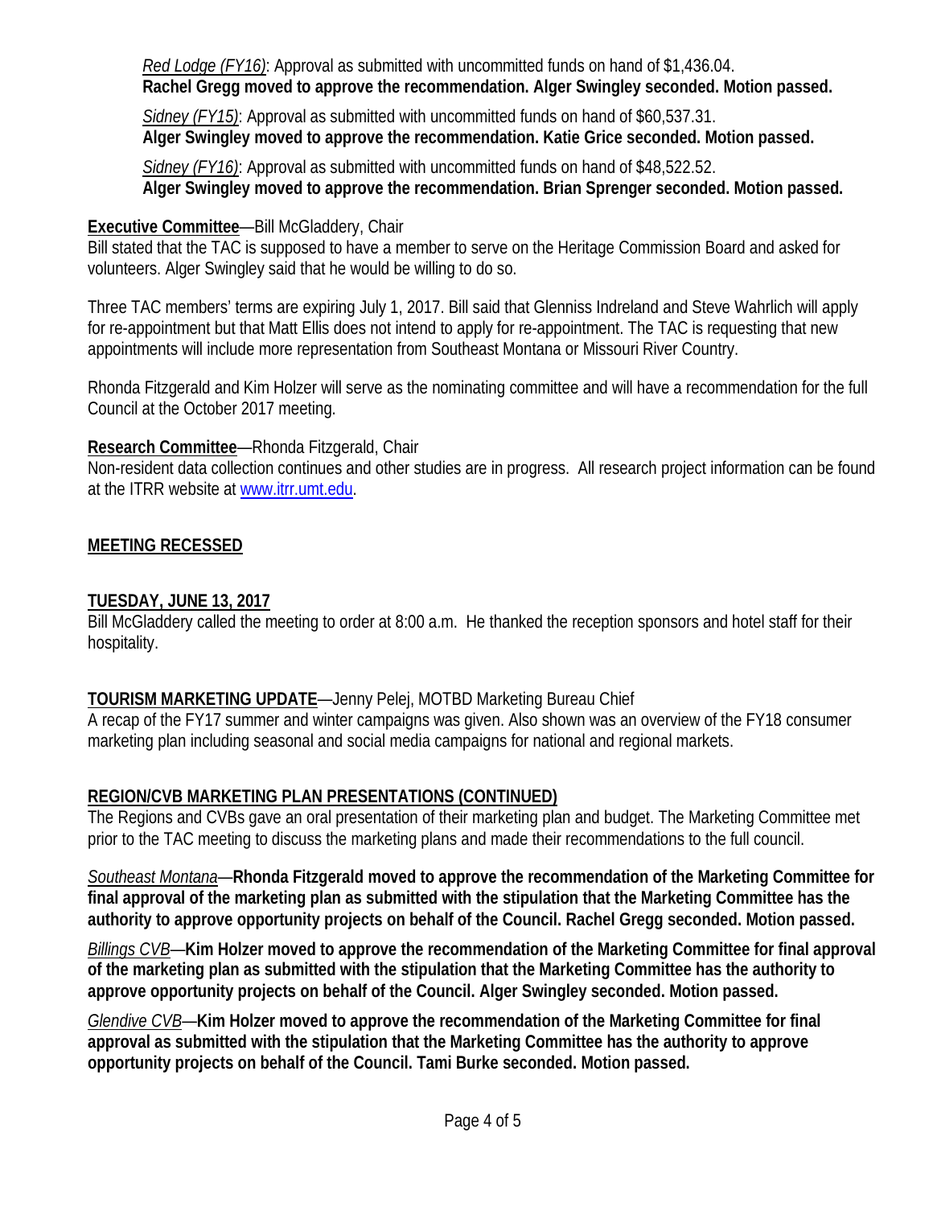*Red Lodge (FY16)*: Approval as submitted with uncommitted funds on hand of $1,436.04.
**Rachel Gregg moved to approve the recommendation. Alger Swingley seconded. Motion passed.**

*Sidney (FY15)*: Approval as submitted with uncommitted funds on hand of $60,537.31.
**Alger Swingley moved to approve the recommendation. Katie Grice seconded. Motion passed.**

*Sidney (FY16)*: Approval as submitted with uncommitted funds on hand of $48,522.52.
**Alger Swingley moved to approve the recommendation. Brian Sprenger seconded. Motion passed.**

**Executive Committee**—Bill McGladdery, Chair
Bill stated that the TAC is supposed to have a member to serve on the Heritage Commission Board and asked for volunteers. Alger Swingley said that he would be willing to do so.

Three TAC members' terms are expiring July 1, 2017. Bill said that Glenniss Indreland and Steve Wahrlich will apply for re-appointment but that Matt Ellis does not intend to apply for re-appointment. The TAC is requesting that new appointments will include more representation from Southeast Montana or Missouri River Country.

Rhonda Fitzgerald and Kim Holzer will serve as the nominating committee and will have a recommendation for the full Council at the October 2017 meeting.

**Research Committee**—Rhonda Fitzgerald, Chair
Non-resident data collection continues and other studies are in progress. All research project information can be found at the ITRR website at www.itrr.umt.edu.

**MEETING RECESSED**

**TUESDAY, JUNE 13, 2017**
Bill McGladdery called the meeting to order at 8:00 a.m. He thanked the reception sponsors and hotel staff for their hospitality.

**TOURISM MARKETING UPDATE**—Jenny Pelej, MOTBD Marketing Bureau Chief
A recap of the FY17 summer and winter campaigns was given. Also shown was an overview of the FY18 consumer marketing plan including seasonal and social media campaigns for national and regional markets.

**REGION/CVB MARKETING PLAN PRESENTATIONS (CONTINUED)**
The Regions and CVBs gave an oral presentation of their marketing plan and budget. The Marketing Committee met prior to the TAC meeting to discuss the marketing plans and made their recommendations to the full council.

*Southeast Montana*—**Rhonda Fitzgerald moved to approve the recommendation of the Marketing Committee for final approval of the marketing plan as submitted with the stipulation that the Marketing Committee has the authority to approve opportunity projects on behalf of the Council. Rachel Gregg seconded. Motion passed.**

*Billings CVB*—**Kim Holzer moved to approve the recommendation of the Marketing Committee for final approval of the marketing plan as submitted with the stipulation that the Marketing Committee has the authority to approve opportunity projects on behalf of the Council. Alger Swingley seconded. Motion passed.**

*Glendive CVB*—**Kim Holzer moved to approve the recommendation of the Marketing Committee for final approval as submitted with the stipulation that the Marketing Committee has the authority to approve opportunity projects on behalf of the Council. Tami Burke seconded. Motion passed.**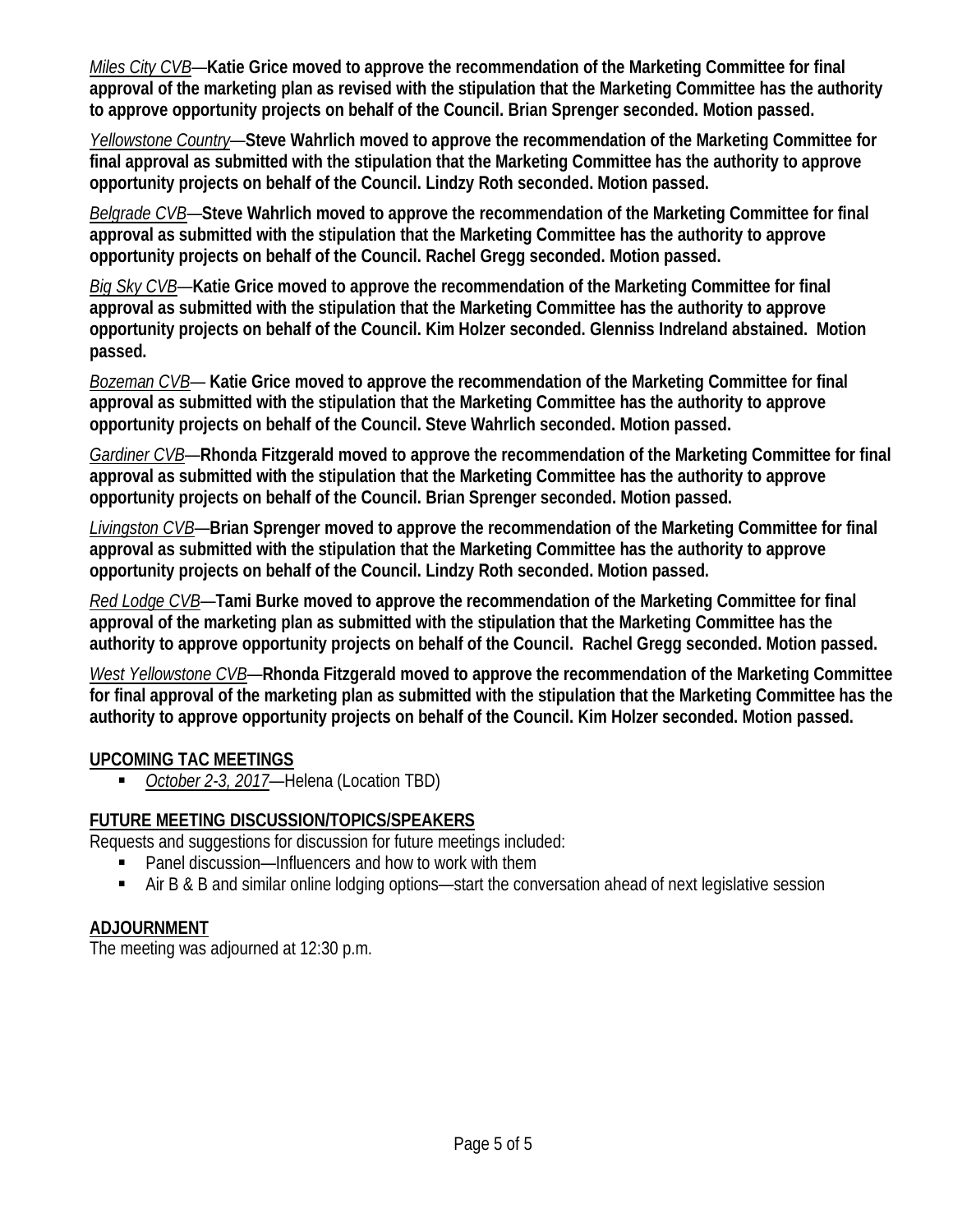*Miles City CVB*—**Katie Grice moved to approve the recommendation of the Marketing Committee for final approval of the marketing plan as revised with the stipulation that the Marketing Committee has the authority to approve opportunity projects on behalf of the Council. Brian Sprenger seconded. Motion passed.**

*Yellowstone Country*—**Steve Wahrlich moved to approve the recommendation of the Marketing Committee for final approval as submitted with the stipulation that the Marketing Committee has the authority to approve opportunity projects on behalf of the Council. Lindzy Roth seconded. Motion passed.**

*Belgrade CVB*—**Steve Wahrlich moved to approve the recommendation of the Marketing Committee for final approval as submitted with the stipulation that the Marketing Committee has the authority to approve opportunity projects on behalf of the Council. Rachel Gregg seconded. Motion passed.**

*Big Sky CVB*—**Katie Grice moved to approve the recommendation of the Marketing Committee for final approval as submitted with the stipulation that the Marketing Committee has the authority to approve opportunity projects on behalf of the Council. Kim Holzer seconded. Glenniss Indreland abstained. Motion passed.**

*Bozeman CVB*— **Katie Grice moved to approve the recommendation of the Marketing Committee for final approval as submitted with the stipulation that the Marketing Committee has the authority to approve opportunity projects on behalf of the Council. Steve Wahrlich seconded. Motion passed.**

*Gardiner CVB*—**Rhonda Fitzgerald moved to approve the recommendation of the Marketing Committee for final approval as submitted with the stipulation that the Marketing Committee has the authority to approve opportunity projects on behalf of the Council. Brian Sprenger seconded. Motion passed.**

*Livingston CVB*—**Brian Sprenger moved to approve the recommendation of the Marketing Committee for final approval as submitted with the stipulation that the Marketing Committee has the authority to approve opportunity projects on behalf of the Council. Lindzy Roth seconded. Motion passed.**

*Red Lodge CVB*—**Tami Burke moved to approve the recommendation of the Marketing Committee for final approval of the marketing plan as submitted with the stipulation that the Marketing Committee has the authority to approve opportunity projects on behalf of the Council. Rachel Gregg seconded. Motion passed.**

*West Yellowstone CVB*—**Rhonda Fitzgerald moved to approve the recommendation of the Marketing Committee for final approval of the marketing plan as submitted with the stipulation that the Marketing Committee has the authority to approve opportunity projects on behalf of the Council. Kim Holzer seconded. Motion passed.**

## UPCOMING TAC MEETINGS

- *October 2-3, 2017*—Helena (Location TBD)

## FUTURE MEETING DISCUSSION/TOPICS/SPEAKERS

Requests and suggestions for discussion for future meetings included:

- Panel discussion—Influencers and how to work with them
- Air B & B and similar online lodging options—start the conversation ahead of next legislative session

## ADJOURNMENT

The meeting was adjourned at 12:30 p.m.